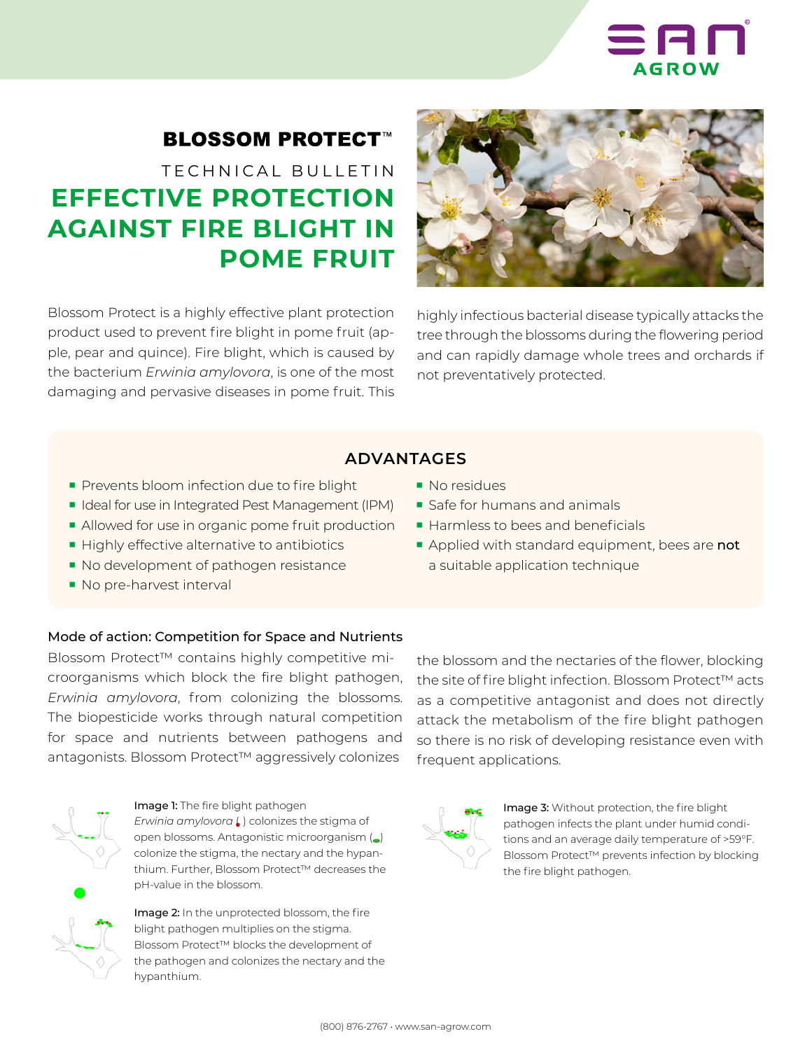# BLOSSOM PROTECT™

TECHNICAL BULLETIN

## EFFECTIVE PROTECTION AGAINST FIRE BLIGHT IN POME FRUIT

Blossom Protect is a highly effective plant protection product used to prevent fire blight in pome fruit (apple, pear and quince). Fire blight, which is caused by the bacterium *Erwinia amylovora*, is one of the most damaging and pervasive diseases in pome fruit. This highly infectious bacterial disease typically attacks the tree through the blossoms during the flowering period and can rapidly damage whole trees and orchards if not preventatively protected.

### ADVANTAGES

- Prevents bloom infection due to fire blight
- Ideal for use in Integrated Pest Management (IPM)
- Allowed for use in organic pome fruit production
- Highly effective alternative to antibiotics
- No development of pathogen resistance
- No pre-harvest interval
- No residues
- Safe for humans and animals
- Harmless to bees and beneficials
- Applied with standard equipment, bees are **not** a suitable application technique

### Mode of action: Competition for Space and Nutrients

Blossom Protect™ contains highly competitive microorganisms which block the fire blight pathogen, *Erwinia amylovora*, from colonizing the blossoms. The biopesticide works through natural competition for space and nutrients between pathogens and antagonists. Blossom Protect™ aggressively colonizes the blossom and the nectaries of the flower, blocking the site of fire blight infection. Blossom Protect™ acts as a competitive antagonist and does not directly attack the metabolism of the fire blight pathogen so there is no risk of developing resistance even with frequent applications.

**Image 1:** The fire blight pathogen *Erwinia amylovora* ( ) colonizes the stigma of open blossoms. Antagonistic microorganism ( ) colonize the stigma, the nectary and the hypanthium. Further, Blossom Protect™ decreases the pH-value in the blossom.

**Image 2:** In the unprotected blossom, the fire blight pathogen multiplies on the stigma. Blossom Protect™ blocks the development of the pathogen and colonizes the nectary and the hypanthium.

**Image 3:** Without protection, the fire blight pathogen infects the plant under humid conditions and an average daily temperature of >59°F. Blossom Protect™ prevents infection by blocking the fire blight pathogen.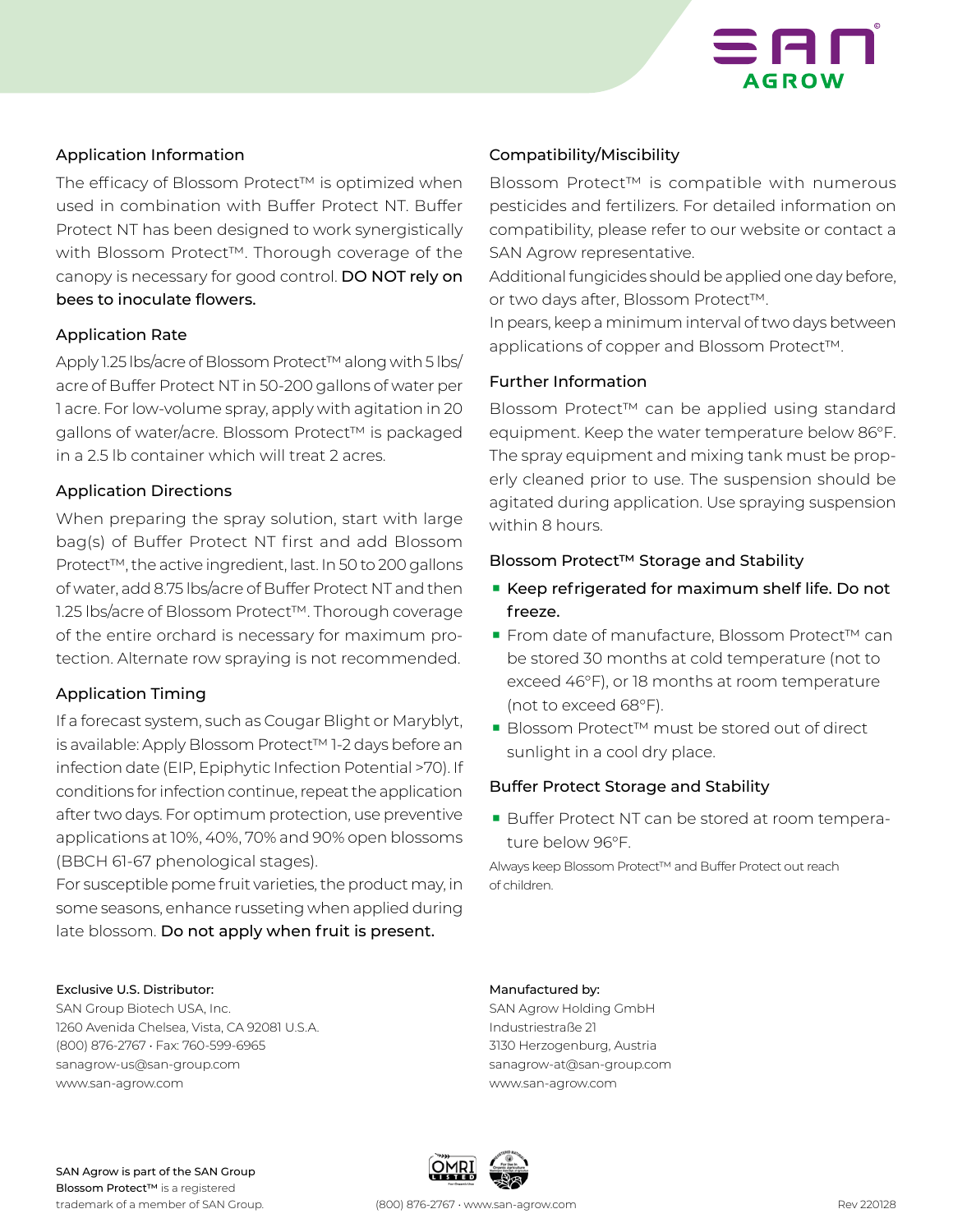## Application Information

The efficacy of Blossom Protect™ is optimized when used in combination with Buffer Protect NT. Buffer Protect NT has been designed to work synergistically with Blossom Protect™. Thorough coverage of the canopy is necessary for good control. **DO NOT rely on bees to inoculate flowers.**

## Application Rate

Apply 1.25 lbs/acre of Blossom Protect™ along with 5 lbs/acre of Buffer Protect NT in 50-200 gallons of water per 1 acre. For low-volume spray, apply with agitation in 20 gallons of water/acre. Blossom Protect™ is packaged in a 2.5 lb container which will treat 2 acres.

## Application Directions

When preparing the spray solution, start with large bag(s) of Buffer Protect NT first and add Blossom Protect™, the active ingredient, last. In 50 to 200 gallons of water, add 8.75 lbs/acre of Buffer Protect NT and then 1.25 lbs/acre of Blossom Protect™. Thorough coverage of the entire orchard is necessary for maximum protection. Alternate row spraying is not recommended.

## Application Timing

If a forecast system, such as Cougar Blight or Maryblyt, is available: Apply Blossom Protect™ 1-2 days before an infection date (EIP, Epiphytic Infection Potential >70). If conditions for infection continue, repeat the application after two days. For optimum protection, use preventive applications at 10%, 40%, 70% and 90% open blossoms (BBCH 61-67 phenological stages).

For susceptible pome fruit varieties, the product may, in some seasons, enhance russeting when applied during late blossom. **Do not apply when fruit is present.**

## Compatibility/Miscibility

Blossom Protect™ is compatible with numerous pesticides and fertilizers. For detailed information on compatibility, please refer to our website or contact a SAN Agrow representative.

Additional fungicides should be applied one day before, or two days after, Blossom Protect™.

In pears, keep a minimum interval of two days between applications of copper and Blossom Protect™.

## Further Information

Blossom Protect™ can be applied using standard equipment. Keep the water temperature below 86°F. The spray equipment and mixing tank must be properly cleaned prior to use. The suspension should be agitated during application. Use spraying suspension within 8 hours.

## Blossom Protect™ Storage and Stability

- **Keep refrigerated for maximum shelf life. Do not freeze.**
- From date of manufacture, Blossom Protect™ can be stored 30 months at cold temperature (not to exceed 46°F), or 18 months at room temperature (not to exceed 68°F).
- Blossom Protect™ must be stored out of direct sunlight in a cool dry place.

## Buffer Protect Storage and Stability

- Buffer Protect NT can be stored at room temperature below 96°F.

Always keep Blossom Protect™ and Buffer Protect out reach of children.

**Exclusive U.S. Distributor:**
SAN Group Biotech USA, Inc.
1260 Avenida Chelsea, Vista, CA 92081 U.S.A.
(800) 876-2767 • Fax: 760-599-6965
sanagrow-us@san-group.com
www.san-agrow.com

**Manufactured by:**
SAN Agrow Holding GmbH
Industriestraße 21
3130 Herzogenburg, Austria
sanagrow-at@san-group.com
www.san-agrow.com

SAN Agrow is part of the SAN Group
Blossom Protect™ is a registered trademark of a member of SAN Group.

(800) 876-2767 • www.san-agrow.com

Rev 220128